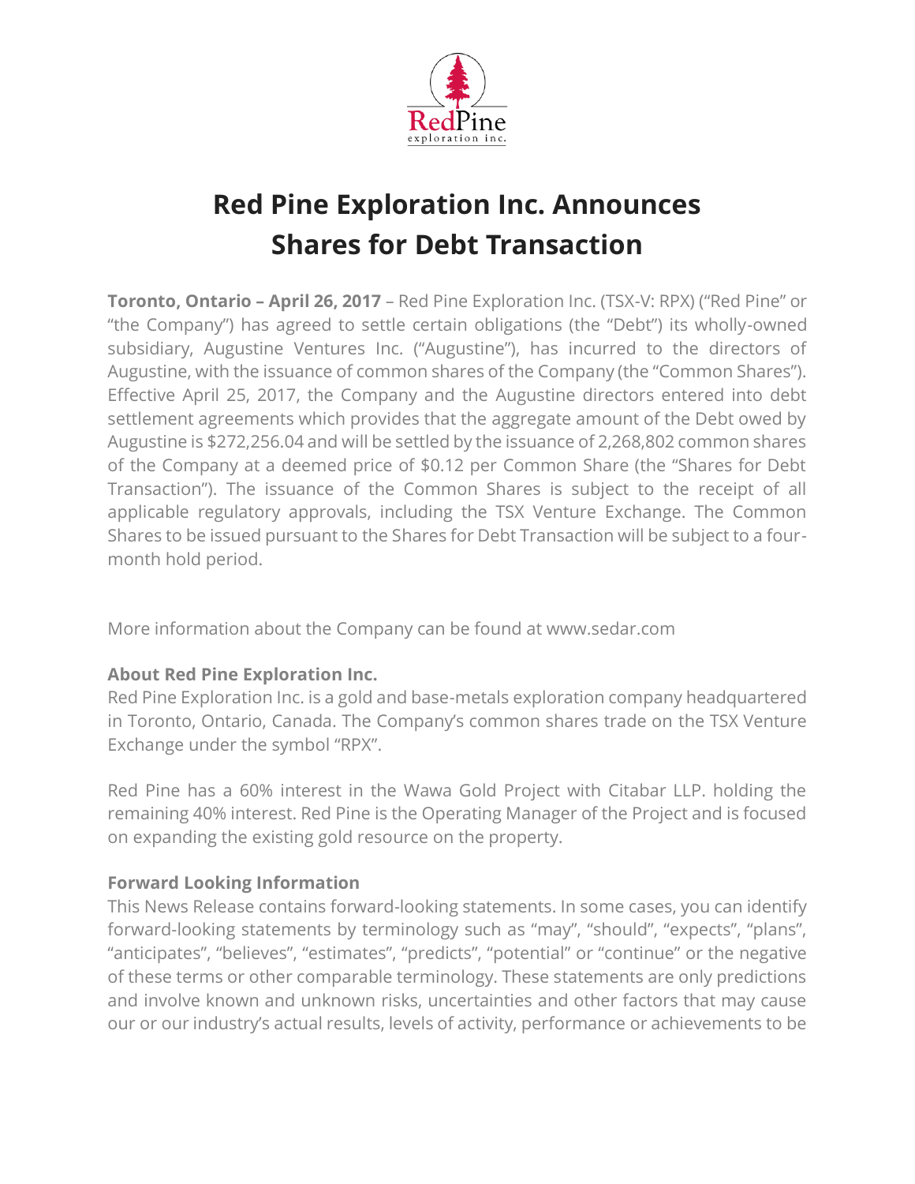# Red Pine Exploration Inc. Announces Shares for Debt Transaction

**Toronto, Ontario – April 26, 2017** – Red Pine Exploration Inc. (TSX-V: RPX) ("Red Pine" or "the Company") has agreed to settle certain obligations (the "Debt") its wholly-owned subsidiary, Augustine Ventures Inc. ("Augustine"), has incurred to the directors of Augustine, with the issuance of common shares of the Company (the "Common Shares"). Effective April 25, 2017, the Company and the Augustine directors entered into debt settlement agreements which provides that the aggregate amount of the Debt owed by Augustine is $272,256.04 and will be settled by the issuance of 2,268,802 common shares of the Company at a deemed price of $0.12 per Common Share (the "Shares for Debt Transaction"). The issuance of the Common Shares is subject to the receipt of all applicable regulatory approvals, including the TSX Venture Exchange. The Common Shares to be issued pursuant to the Shares for Debt Transaction will be subject to a four-month hold period.

More information about the Company can be found at www.sedar.com

**About Red Pine Exploration Inc.**

Red Pine Exploration Inc. is a gold and base-metals exploration company headquartered in Toronto, Ontario, Canada. The Company's common shares trade on the TSX Venture Exchange under the symbol "RPX".

Red Pine has a 60% interest in the Wawa Gold Project with Citabar LLP. holding the remaining 40% interest. Red Pine is the Operating Manager of the Project and is focused on expanding the existing gold resource on the property.

**Forward Looking Information**

This News Release contains forward-looking statements. In some cases, you can identify forward-looking statements by terminology such as "may", "should", "expects", "plans", "anticipates", "believes", "estimates", "predicts", "potential" or "continue" or the negative of these terms or other comparable terminology. These statements are only predictions and involve known and unknown risks, uncertainties and other factors that may cause our or our industry's actual results, levels of activity, performance or achievements to be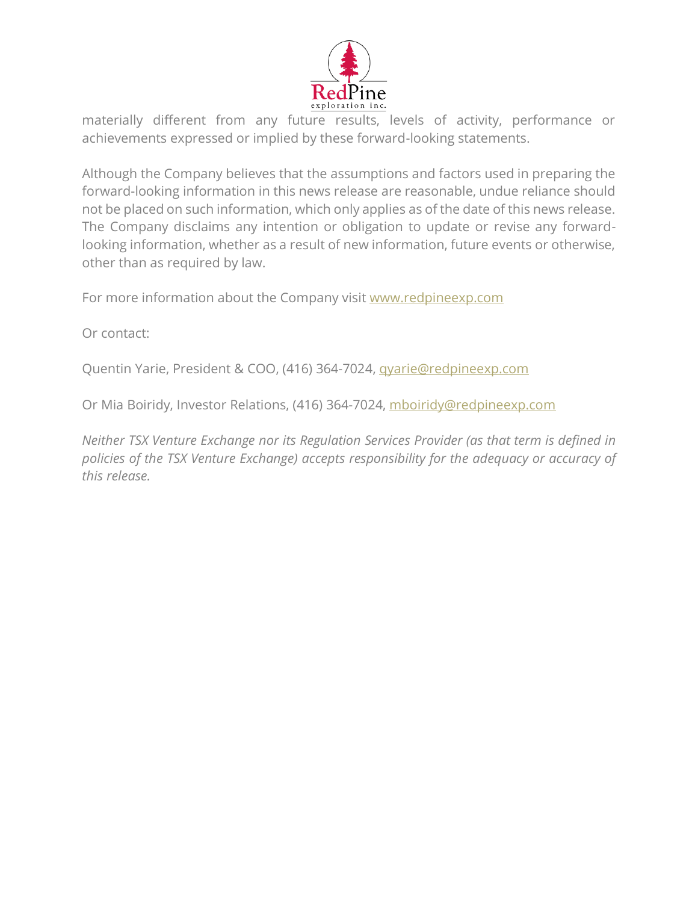materially different from any future results, levels of activity, performance or achievements expressed or implied by these forward-looking statements.

Although the Company believes that the assumptions and factors used in preparing the forward-looking information in this news release are reasonable, undue reliance should not be placed on such information, which only applies as of the date of this news release. The Company disclaims any intention or obligation to update or revise any forward-looking information, whether as a result of new information, future events or otherwise, other than as required by law.

For more information about the Company visit [www.redpineexp.com](http://www.redpineexp.com)

Or contact:

Quentin Yarie, President & COO, (416) 364-7024, [qyarie@redpineexp.com](mailto:qyarie@redpineexp.com)

Or Mia Boiridy, Investor Relations, (416) 364-7024, [mboiridy@redpineexp.com](mailto:mboiridy@redpineexp.com)

*Neither TSX Venture Exchange nor its Regulation Services Provider (as that term is defined in policies of the TSX Venture Exchange) accepts responsibility for the adequacy or accuracy of this release.*